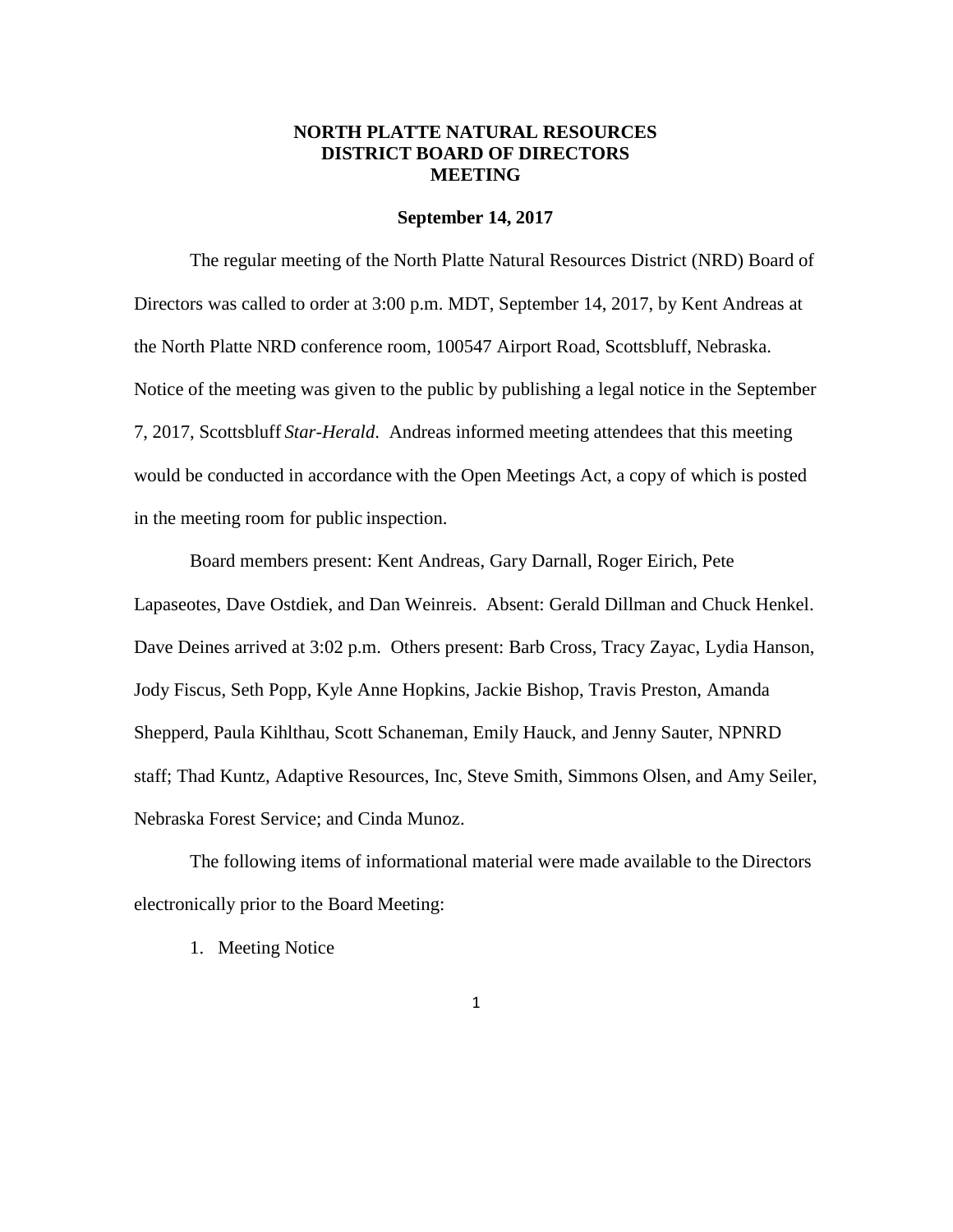# NORTH PLATTE NATURAL RESOURCES DISTRICT BOARD OF DIRECTORS MEETING

**September 14, 2017**

The regular meeting of the North Platte Natural Resources District (NRD) Board of Directors was called to order at 3:00 p.m. MDT, September 14, 2017, by Kent Andreas at the North Platte NRD conference room, 100547 Airport Road, Scottsbluff, Nebraska. Notice of the meeting was given to the public by publishing a legal notice in the September 7, 2017, Scottsbluff *Star-Herald*. Andreas informed meeting attendees that this meeting would be conducted in accordance with the Open Meetings Act, a copy of which is posted in the meeting room for public inspection.

Board members present: Kent Andreas, Gary Darnall, Roger Eirich, Pete Lapaseotes, Dave Ostdiek, and Dan Weinreis. Absent: Gerald Dillman and Chuck Henkel. Dave Deines arrived at 3:02 p.m. Others present: Barb Cross, Tracy Zayac, Lydia Hanson, Jody Fiscus, Seth Popp, Kyle Anne Hopkins, Jackie Bishop, Travis Preston, Amanda Shepperd, Paula Kihlthau, Scott Schaneman, Emily Hauck, and Jenny Sauter, NPNRD staff; Thad Kuntz, Adaptive Resources, Inc, Steve Smith, Simmons Olsen, and Amy Seiler, Nebraska Forest Service; and Cinda Munoz.

The following items of informational material were made available to the Directors electronically prior to the Board Meeting:

1. Meeting Notice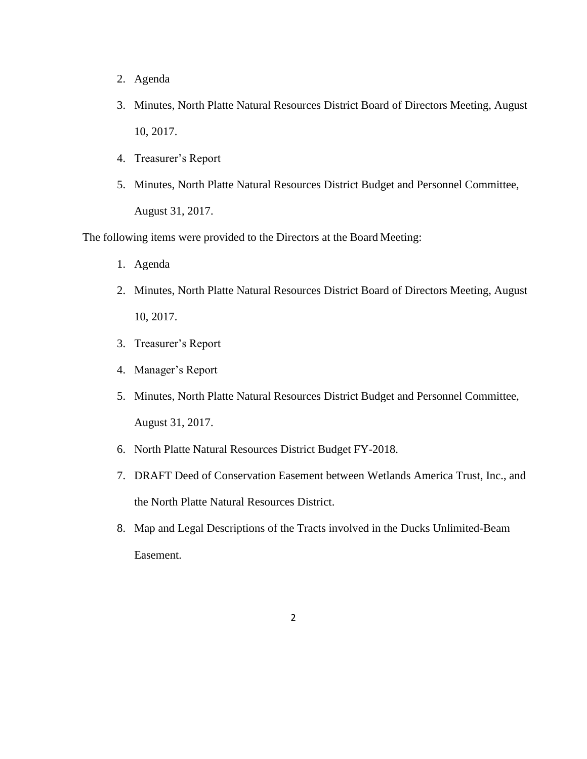2. Agenda
3. Minutes, North Platte Natural Resources District Board of Directors Meeting, August 10, 2017.
4. Treasurer's Report
5. Minutes, North Platte Natural Resources District Budget and Personnel Committee, August 31, 2017.

The following items were provided to the Directors at the Board Meeting:

1. Agenda
2. Minutes, North Platte Natural Resources District Board of Directors Meeting, August 10, 2017.
3. Treasurer's Report
4. Manager's Report
5. Minutes, North Platte Natural Resources District Budget and Personnel Committee, August 31, 2017.
6. North Platte Natural Resources District Budget FY-2018.
7. DRAFT Deed of Conservation Easement between Wetlands America Trust, Inc., and the North Platte Natural Resources District.
8. Map and Legal Descriptions of the Tracts involved in the Ducks Unlimited-Beam Easement.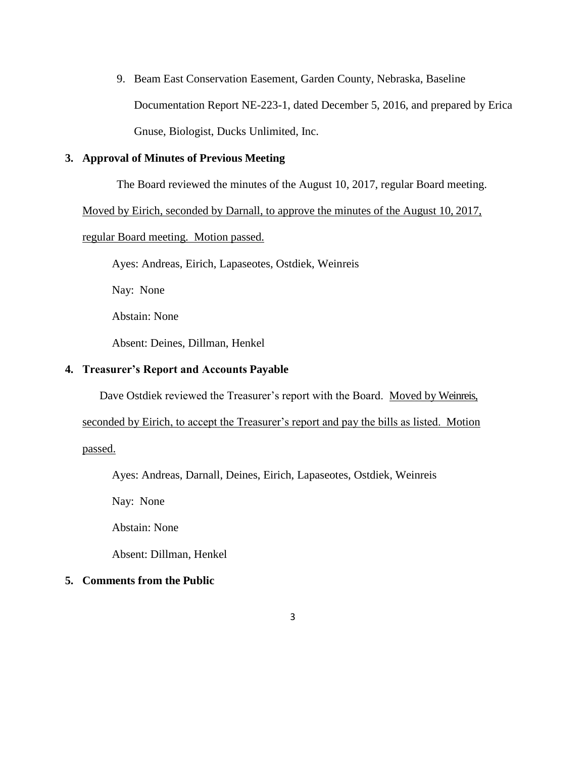9. Beam East Conservation Easement, Garden County, Nebraska, Baseline Documentation Report NE-223-1, dated December 5, 2016, and prepared by Erica Gnuse, Biologist, Ducks Unlimited, Inc.

## 3. Approval of Minutes of Previous Meeting

The Board reviewed the minutes of the August 10, 2017, regular Board meeting. <u>Moved by Eirich, seconded by Darnall, to approve the minutes of the August 10, 2017, regular Board meeting. Motion passed.</u>

Ayes: Andreas, Eirich, Lapaseotes, Ostdiek, Weinreis

Nay: None

Abstain: None

Absent: Deines, Dillman, Henkel

## 4. Treasurer's Report and Accounts Payable

Dave Ostdiek reviewed the Treasurer's report with the Board. <u>Moved by Weinreis, seconded by Eirich, to accept the Treasurer's report and pay the bills as listed. Motion passed.</u>

Ayes: Andreas, Darnall, Deines, Eirich, Lapaseotes, Ostdiek, Weinreis

Nay: None

Abstain: None

Absent: Dillman, Henkel

## 5. Comments from the Public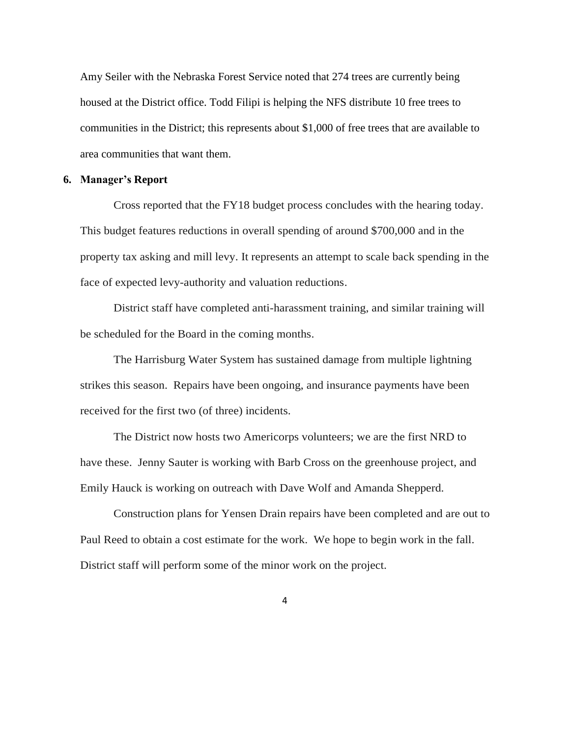Amy Seiler with the Nebraska Forest Service noted that 274 trees are currently being housed at the District office. Todd Filipi is helping the NFS distribute 10 free trees to communities in the District; this represents about $1,000 of free trees that are available to area communities that want them.

**6. Manager's Report**

Cross reported that the FY18 budget process concludes with the hearing today. This budget features reductions in overall spending of around $700,000 and in the property tax asking and mill levy. It represents an attempt to scale back spending in the face of expected levy-authority and valuation reductions.

District staff have completed anti-harassment training, and similar training will be scheduled for the Board in the coming months.

The Harrisburg Water System has sustained damage from multiple lightning strikes this season. Repairs have been ongoing, and insurance payments have been received for the first two (of three) incidents.

The District now hosts two Americorps volunteers; we are the first NRD to have these. Jenny Sauter is working with Barb Cross on the greenhouse project, and Emily Hauck is working on outreach with Dave Wolf and Amanda Shepperd.

Construction plans for Yensen Drain repairs have been completed and are out to Paul Reed to obtain a cost estimate for the work. We hope to begin work in the fall. District staff will perform some of the minor work on the project.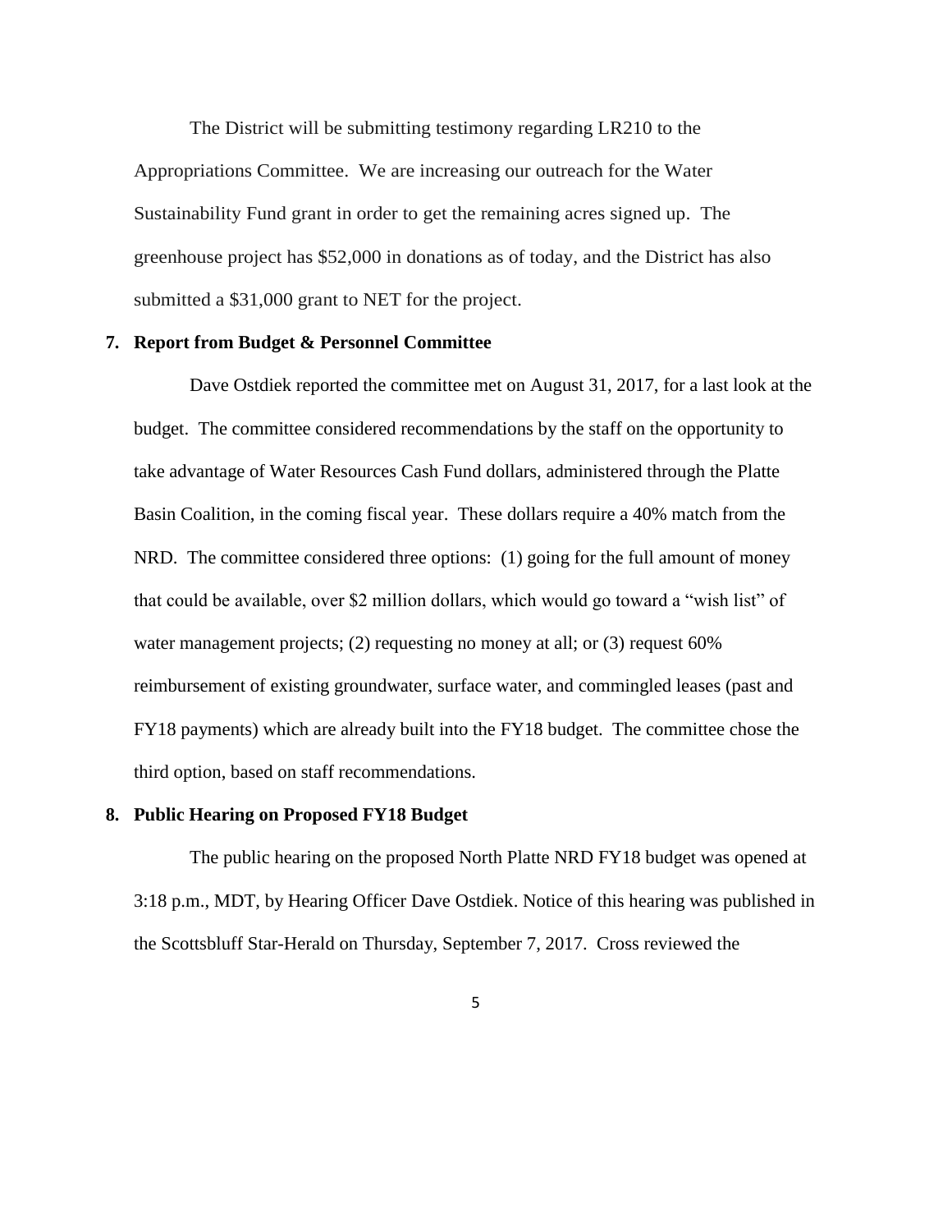The District will be submitting testimony regarding LR210 to the Appropriations Committee. We are increasing our outreach for the Water Sustainability Fund grant in order to get the remaining acres signed up. The greenhouse project has $52,000 in donations as of today, and the District has also submitted a $31,000 grant to NET for the project.

**7. Report from Budget & Personnel Committee**

Dave Ostdiek reported the committee met on August 31, 2017, for a last look at the budget. The committee considered recommendations by the staff on the opportunity to take advantage of Water Resources Cash Fund dollars, administered through the Platte Basin Coalition, in the coming fiscal year. These dollars require a 40% match from the NRD. The committee considered three options: (1) going for the full amount of money that could be available, over $2 million dollars, which would go toward a "wish list" of water management projects; (2) requesting no money at all; or (3) request 60% reimbursement of existing groundwater, surface water, and commingled leases (past and FY18 payments) which are already built into the FY18 budget. The committee chose the third option, based on staff recommendations.

**8. Public Hearing on Proposed FY18 Budget**

The public hearing on the proposed North Platte NRD FY18 budget was opened at 3:18 p.m., MDT, by Hearing Officer Dave Ostdiek. Notice of this hearing was published in the Scottsbluff Star-Herald on Thursday, September 7, 2017. Cross reviewed the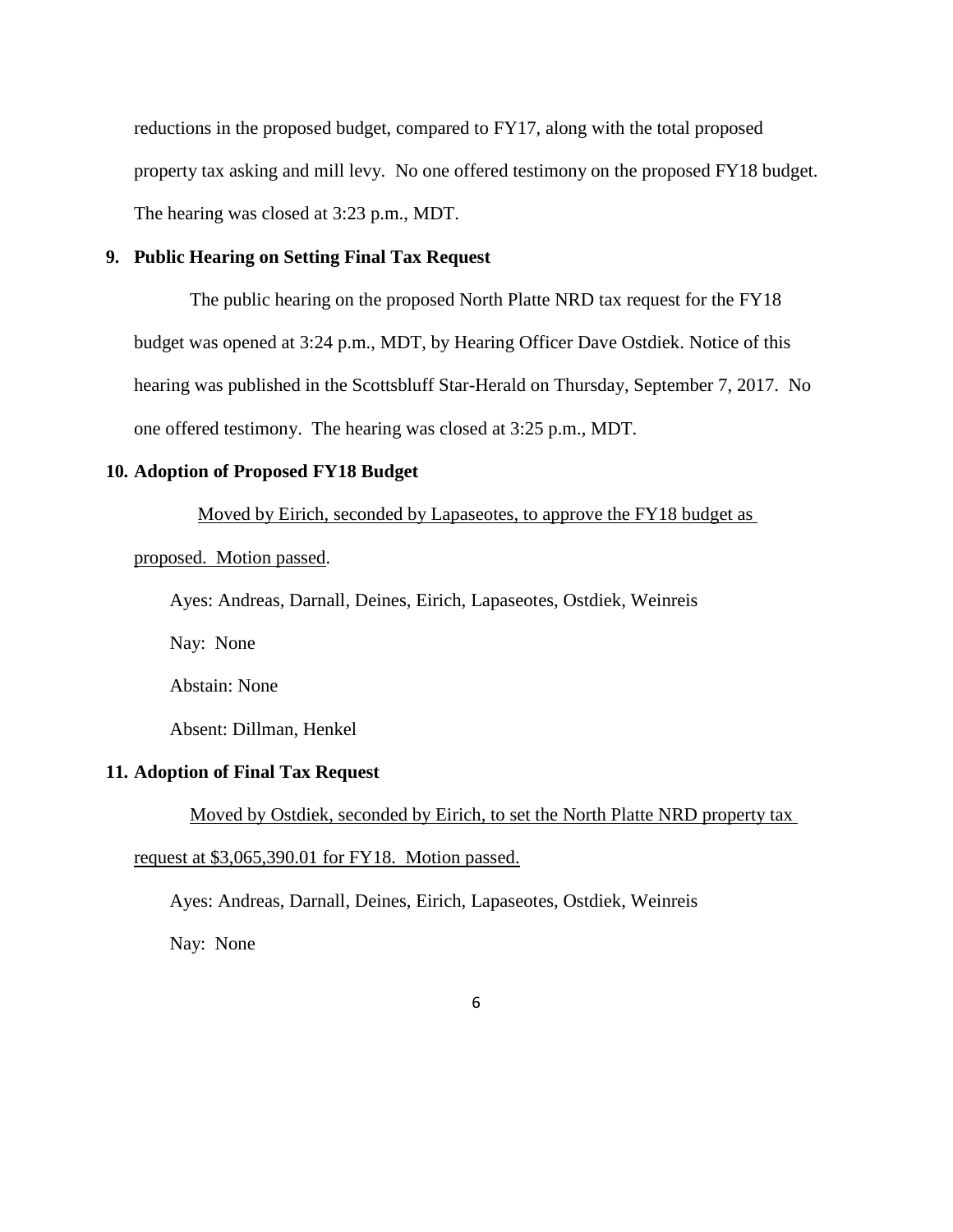reductions in the proposed budget, compared to FY17, along with the total proposed property tax asking and mill levy. No one offered testimony on the proposed FY18 budget. The hearing was closed at 3:23 p.m., MDT.

**9. Public Hearing on Setting Final Tax Request**

The public hearing on the proposed North Platte NRD tax request for the FY18 budget was opened at 3:24 p.m., MDT, by Hearing Officer Dave Ostdiek. Notice of this hearing was published in the Scottsbluff Star-Herald on Thursday, September 7, 2017. No one offered testimony. The hearing was closed at 3:25 p.m., MDT.

**10. Adoption of Proposed FY18 Budget**

<u>Moved by Eirich, seconded by Lapaseotes, to approve the FY18 budget as proposed. Motion passed</u>.

Ayes: Andreas, Darnall, Deines, Eirich, Lapaseotes, Ostdiek, Weinreis

Nay: None

Abstain: None

Absent: Dillman, Henkel

**11. Adoption of Final Tax Request**

<u>Moved by Ostdiek, seconded by Eirich, to set the North Platte NRD property tax request at $3,065,390.01 for FY18. Motion passed.</u>

Ayes: Andreas, Darnall, Deines, Eirich, Lapaseotes, Ostdiek, Weinreis

Nay: None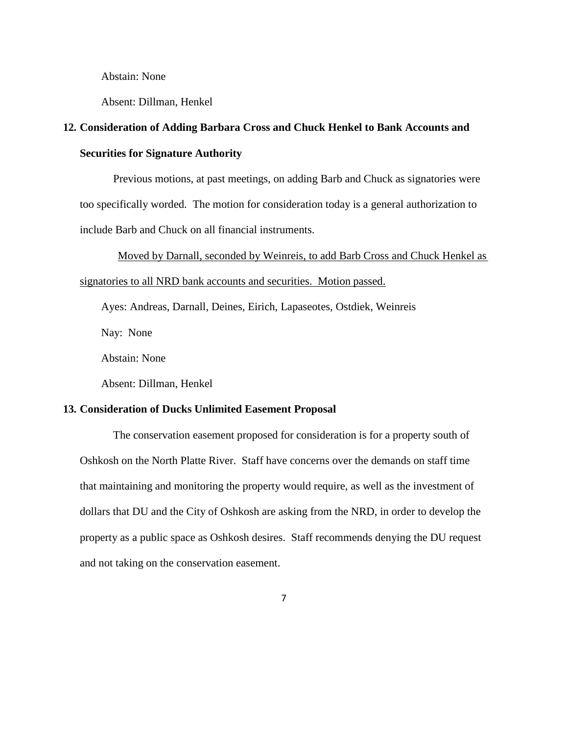Abstain: None

Absent: Dillman, Henkel

**12. Consideration of Adding Barbara Cross and Chuck Henkel to Bank Accounts and Securities for Signature Authority**

Previous motions, at past meetings, on adding Barb and Chuck as signatories were too specifically worded. The motion for consideration today is a general authorization to include Barb and Chuck on all financial instruments.

<u>Moved by Darnall, seconded by Weinreis, to add Barb Cross and Chuck Henkel as signatories to all NRD bank accounts and securities. Motion passed.</u>

Ayes: Andreas, Darnall, Deines, Eirich, Lapaseotes, Ostdiek, Weinreis

Nay: None

Abstain: None

Absent: Dillman, Henkel

**13. Consideration of Ducks Unlimited Easement Proposal**

The conservation easement proposed for consideration is for a property south of Oshkosh on the North Platte River. Staff have concerns over the demands on staff time that maintaining and monitoring the property would require, as well as the investment of dollars that DU and the City of Oshkosh are asking from the NRD, in order to develop the property as a public space as Oshkosh desires. Staff recommends denying the DU request and not taking on the conservation easement.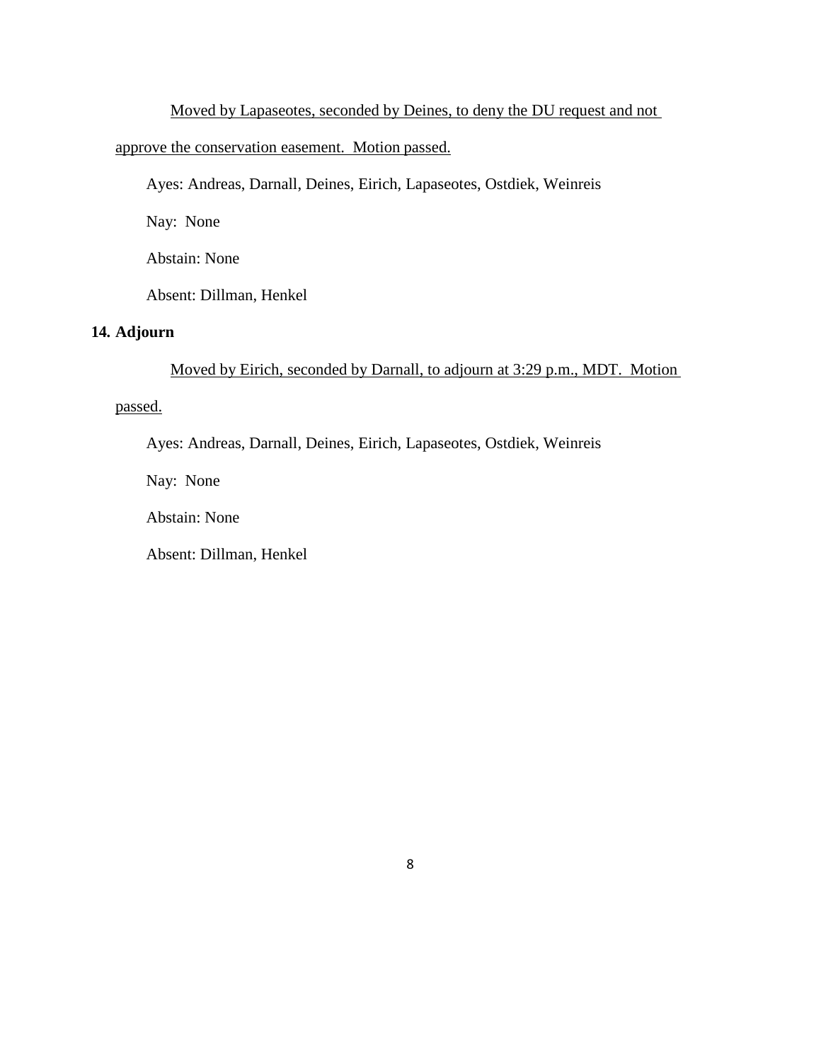<u>Moved by Lapaseotes, seconded by Deines, to deny the DU request and not approve the conservation easement. Motion passed.</u>

Ayes: Andreas, Darnall, Deines, Eirich, Lapaseotes, Ostdiek, Weinreis

Nay: None

Abstain: None

Absent: Dillman, Henkel

**14. Adjourn**

<u>Moved by Eirich, seconded by Darnall, to adjourn at 3:29 p.m., MDT. Motion passed.</u>

Ayes: Andreas, Darnall, Deines, Eirich, Lapaseotes, Ostdiek, Weinreis

Nay: None

Abstain: None

Absent: Dillman, Henkel